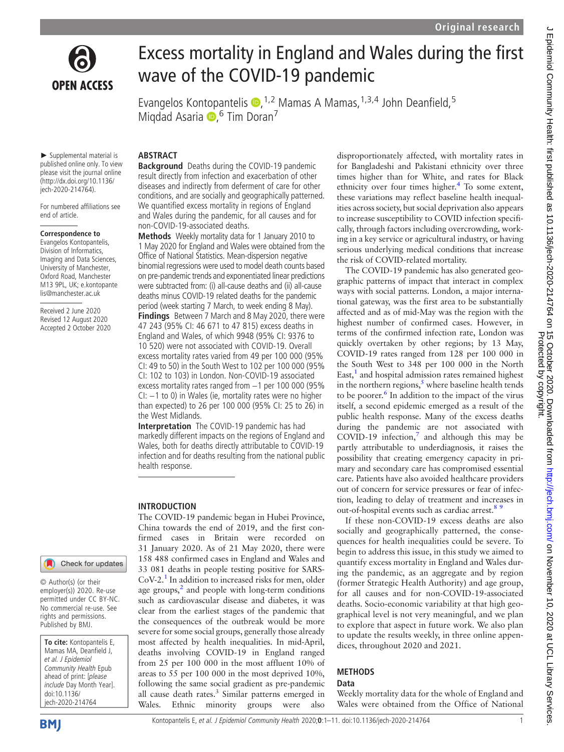# Excess mortality in England and Wales during the first wave of the COVID-19 pandemic

Evangelos Kontopantelis,[1,2] Mamas A Mamas,[1,3,4] John Deanfield,[5] Miqdad Asaria,[6] Tim Doran[7]

► Supplemental material is published online only. To view please visit the journal online (http://dx.doi.org/10.1136/jech-2020-214764).

For numbered affiliations see end of article.

**Correspondence to**
Evangelos Kontopantelis, Division of Informatics, Imaging and Data Sciences, University of Manchester, Oxford Road, Manchester M13 9PL, UK; e.kontopantelis@manchester.ac.uk

Received 2 June 2020
Revised 12 August 2020
Accepted 2 October 2020

© Author(s) (or their employer(s)) 2020. Re-use permitted under CC BY-NC. No commercial re-use. See rights and permissions. Published by BMJ.

**To cite:** Kontopantelis E, Mamas MA, Deanfield J, et al. *J Epidemiol Community Health* Epub ahead of print: [*please include* Day Month Year]. doi:10.1136/jech-2020-214764

## ABSTRACT

**Background** Deaths during the COVID-19 pandemic result directly from infection and exacerbation of other diseases and indirectly from deferment of care for other conditions, and are socially and geographically patterned. We quantified excess mortality in regions of England and Wales during the pandemic, for all causes and for non-COVID-19-associated deaths.

**Methods** Weekly mortality data for 1 January 2010 to 1 May 2020 for England and Wales were obtained from the Office of National Statistics. Mean-dispersion negative binomial regressions were used to model death counts based on pre-pandemic trends and exponentiated linear predictions were subtracted from: (i) all-cause deaths and (ii) all-cause deaths minus COVID-19 related deaths for the pandemic period (week starting 7 March, to week ending 8 May).

**Findings** Between 7 March and 8 May 2020, there were 47 243 (95% CI: 46 671 to 47 815) excess deaths in England and Wales, of which 9948 (95% CI: 9376 to 10 520) were not associated with COVID-19. Overall excess mortality rates varied from 49 per 100 000 (95% CI: 49 to 50) in the South West to 102 per 100 000 (95% CI: 102 to 103) in London. Non-COVID-19 associated excess mortality rates ranged from −1 per 100 000 (95% CI: −1 to 0) in Wales (ie, mortality rates were no higher than expected) to 26 per 100 000 (95% CI: 25 to 26) in the West Midlands.

**Interpretation** The COVID-19 pandemic has had markedly different impacts on the regions of England and Wales, both for deaths directly attributable to COVID-19 infection and for deaths resulting from the national public health response.

## INTRODUCTION

The COVID-19 pandemic began in Hubei Province, China towards the end of 2019, and the first confirmed cases in Britain were recorded on 31 January 2020. As of 21 May 2020, there were 158 488 confirmed cases in England and Wales and 33 081 deaths in people testing positive for SARS-CoV-2.[1] In addition to increased risks for men, older age groups,[2] and people with long-term conditions such as cardiovascular disease and diabetes, it was clear from the earliest stages of the pandemic that the consequences of the outbreak would be more severe for some social groups, generally those already most affected by health inequalities. In mid-April, deaths involving COVID-19 in England ranged from 25 per 100 000 in the most affluent 10% of areas to 55 per 100 000 in the most deprived 10%, following the same social gradient as pre-pandemic all cause death rates.[3] Similar patterns emerged in Wales. Ethnic minority groups were also disproportionately affected, with mortality rates in for Bangladeshi and Pakistani ethnicity over three times higher than for White, and rates for Black ethnicity over four times higher.[4] To some extent, these variations may reflect baseline health inequalities across society, but social deprivation also appears to increase susceptibility to COVID infection specifically, through factors including overcrowding, working in a key service or agricultural industry, or having serious underlying medical conditions that increase the risk of COVID-related mortality.

The COVID-19 pandemic has also generated geographic patterns of impact that interact in complex ways with social patterns. London, a major international gateway, was the first area to be substantially affected and as of mid-May was the region with the highest number of confirmed cases. However, in terms of the confirmed infection rate, London was quickly overtaken by other regions; by 13 May, COVID-19 rates ranged from 128 per 100 000 in the South West to 348 per 100 000 in the North East,[1] and hospital admission rates remained highest in the northern regions,[5] where baseline health tends to be poorer.[6] In addition to the impact of the virus itself, a second epidemic emerged as a result of the public health response. Many of the excess deaths during the pandemic are not associated with COVID-19 infection,[7] and although this may be partly attributable to underdiagnosis, it raises the possibility that creating emergency capacity in primary and secondary care has compromised essential care. Patients have also avoided healthcare providers out of concern for service pressures or fear of infection, leading to delay of treatment and increases in out-of-hospital events such as cardiac arrest.[8,9]

If these non-COVID-19 excess deaths are also socially and geographically patterned, the consequences for health inequalities could be severe. To begin to address this issue, in this study we aimed to quantify excess mortality in England and Wales during the pandemic, as an aggregate and by region (former Strategic Health Authority) and age group, for all causes and for non-COVID-19-associated deaths. Socio-economic variability at that high geographical level is not very meaningful, and we plan to explore that aspect in future work. We also plan to update the results weekly, in three online appendices, throughout 2020 and 2021.

## METHODS

### Data

Weekly mortality data for the whole of England and Wales were obtained from the Office of National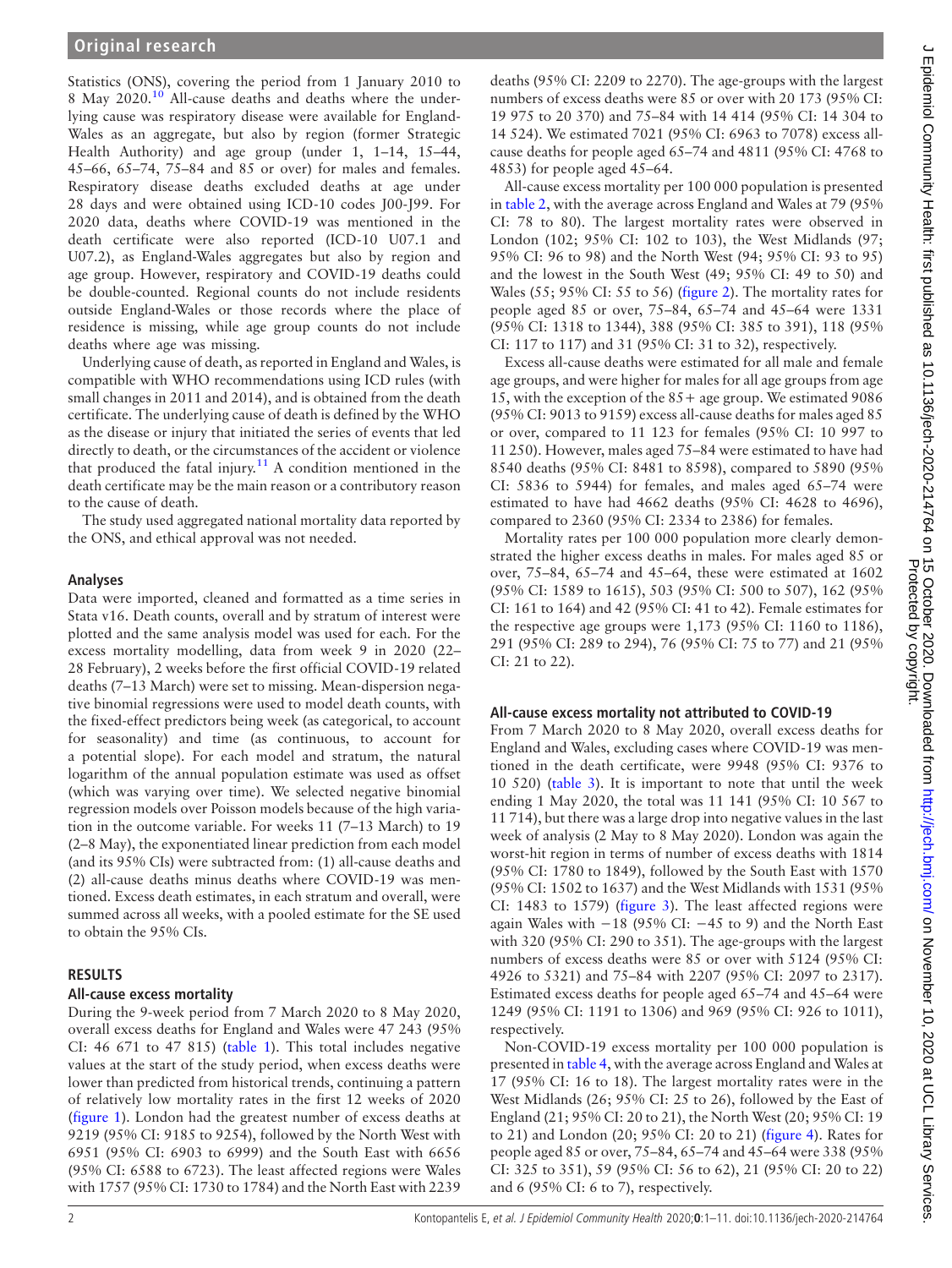Statistics (ONS), covering the period from 1 January 2010 to 8 May 2020.[10] All-cause deaths and deaths where the underlying cause was respiratory disease were available for England-Wales as an aggregate, but also by region (former Strategic Health Authority) and age group (under 1, 1–14, 15–44, 45–66, 65–74, 75–84 and 85 or over) for males and females. Respiratory disease deaths excluded deaths at age under 28 days and were obtained using ICD-10 codes J00-J99. For 2020 data, deaths where COVID-19 was mentioned in the death certificate were also reported (ICD-10 U07.1 and U07.2), as England-Wales aggregates but also by region and age group. However, respiratory and COVID-19 deaths could be double-counted. Regional counts do not include residents outside England-Wales or those records where the place of residence is missing, while age group counts do not include deaths where age was missing.

Underlying cause of death, as reported in England and Wales, is compatible with WHO recommendations using ICD rules (with small changes in 2011 and 2014), and is obtained from the death certificate. The underlying cause of death is defined by the WHO as the disease or injury that initiated the series of events that led directly to death, or the circumstances of the accident or violence that produced the fatal injury.[11] A condition mentioned in the death certificate may be the main reason or a contributory reason to the cause of death.

The study used aggregated national mortality data reported by the ONS, and ethical approval was not needed.

### Analyses

Data were imported, cleaned and formatted as a time series in Stata v16. Death counts, overall and by stratum of interest were plotted and the same analysis model was used for each. For the excess mortality modelling, data from week 9 in 2020 (22–28 February), 2 weeks before the first official COVID-19 related deaths (7–13 March) were set to missing. Mean-dispersion negative binomial regressions were used to model death counts, with the fixed-effect predictors being week (as categorical, to account for seasonality) and time (as continuous, to account for a potential slope). For each model and stratum, the natural logarithm of the annual population estimate was used as offset (which was varying over time). We selected negative binomial regression models over Poisson models because of the high variation in the outcome variable. For weeks 11 (7–13 March) to 19 (2–8 May), the exponentiated linear prediction from each model (and its 95% CIs) were subtracted from: (1) all-cause deaths and (2) all-cause deaths minus deaths where COVID-19 was mentioned. Excess death estimates, in each stratum and overall, were summed across all weeks, with a pooled estimate for the SE used to obtain the 95% CIs.

## RESULTS

### All-cause excess mortality

During the 9-week period from 7 March 2020 to 8 May 2020, overall excess deaths for England and Wales were 47 243 (95% CI: 46 671 to 47 815) (table 1). This total includes negative values at the start of the study period, when excess deaths were lower than predicted from historical trends, continuing a pattern of relatively low mortality rates in the first 12 weeks of 2020 (figure 1). London had the greatest number of excess deaths at 9219 (95% CI: 9185 to 9254), followed by the North West with 6951 (95% CI: 6903 to 6999) and the South East with 6656 (95% CI: 6588 to 6723). The least affected regions were Wales with 1757 (95% CI: 1730 to 1784) and the North East with 2239 deaths (95% CI: 2209 to 2270). The age-groups with the largest numbers of excess deaths were 85 or over with 20 173 (95% CI: 19 975 to 20 370) and 75–84 with 14 414 (95% CI: 14 304 to 14 524). We estimated 7021 (95% CI: 6963 to 7078) excess all-cause deaths for people aged 65–74 and 4811 (95% CI: 4768 to 4853) for people aged 45–64.

All-cause excess mortality per 100 000 population is presented in table 2, with the average across England and Wales at 79 (95% CI: 78 to 80). The largest mortality rates were observed in London (102; 95% CI: 102 to 103), the West Midlands (97; 95% CI: 96 to 98) and the North West (94; 95% CI: 93 to 95) and the lowest in the South West (49; 95% CI: 49 to 50) and Wales (55; 95% CI: 55 to 56) (figure 2). The mortality rates for people aged 85 or over, 75–84, 65–74 and 45–64 were 1331 (95% CI: 1318 to 1344), 388 (95% CI: 385 to 391), 118 (95% CI: 117 to 117) and 31 (95% CI: 31 to 32), respectively.

Excess all-cause deaths were estimated for all male and female age groups, and were higher for males for all age groups from age 15, with the exception of the 85+ age group. We estimated 9086 (95% CI: 9013 to 9159) excess all-cause deaths for males aged 85 or over, compared to 11 123 for females (95% CI: 10 997 to 11 250). However, males aged 75–84 were estimated to have had 8540 deaths (95% CI: 8481 to 8598), compared to 5890 (95% CI: 5836 to 5944) for females, and males aged 65–74 were estimated to have had 4662 deaths (95% CI: 4628 to 4696), compared to 2360 (95% CI: 2334 to 2386) for females.

Mortality rates per 100 000 population more clearly demonstrated the higher excess deaths in males. For males aged 85 or over, 75–84, 65–74 and 45–64, these were estimated at 1602 (95% CI: 1589 to 1615), 503 (95% CI: 500 to 507), 162 (95% CI: 161 to 164) and 42 (95% CI: 41 to 42). Female estimates for the respective age groups were 1,173 (95% CI: 1160 to 1186), 291 (95% CI: 289 to 294), 76 (95% CI: 75 to 77) and 21 (95% CI: 21 to 22).

### All-cause excess mortality not attributed to COVID-19

From 7 March 2020 to 8 May 2020, overall excess deaths for England and Wales, excluding cases where COVID-19 was mentioned in the death certificate, were 9948 (95% CI: 9376 to 10 520) (table 3). It is important to note that until the week ending 1 May 2020, the total was 11 141 (95% CI: 10 567 to 11 714), but there was a large drop into negative values in the last week of analysis (2 May to 8 May 2020). London was again the worst-hit region in terms of number of excess deaths with 1814 (95% CI: 1780 to 1849), followed by the South East with 1570 (95% CI: 1502 to 1637) and the West Midlands with 1531 (95% CI: 1483 to 1579) (figure 3). The least affected regions were again Wales with −18 (95% CI: −45 to 9) and the North East with 320 (95% CI: 290 to 351). The age-groups with the largest numbers of excess deaths were 85 or over with 5124 (95% CI: 4926 to 5321) and 75–84 with 2207 (95% CI: 2097 to 2317). Estimated excess deaths for people aged 65–74 and 45–64 were 1249 (95% CI: 1191 to 1306) and 969 (95% CI: 926 to 1011), respectively.

Non-COVID-19 excess mortality per 100 000 population is presented in table 4, with the average across England and Wales at 17 (95% CI: 16 to 18). The largest mortality rates were in the West Midlands (26; 95% CI: 25 to 26), followed by the East of England (21; 95% CI: 20 to 21), the North West (20; 95% CI: 19 to 21) and London (20; 95% CI: 20 to 21) (figure 4). Rates for people aged 85 or over, 75–84, 65–74 and 45–64 were 338 (95% CI: 325 to 351), 59 (95% CI: 56 to 62), 21 (95% CI: 20 to 22) and 6 (95% CI: 6 to 7), respectively.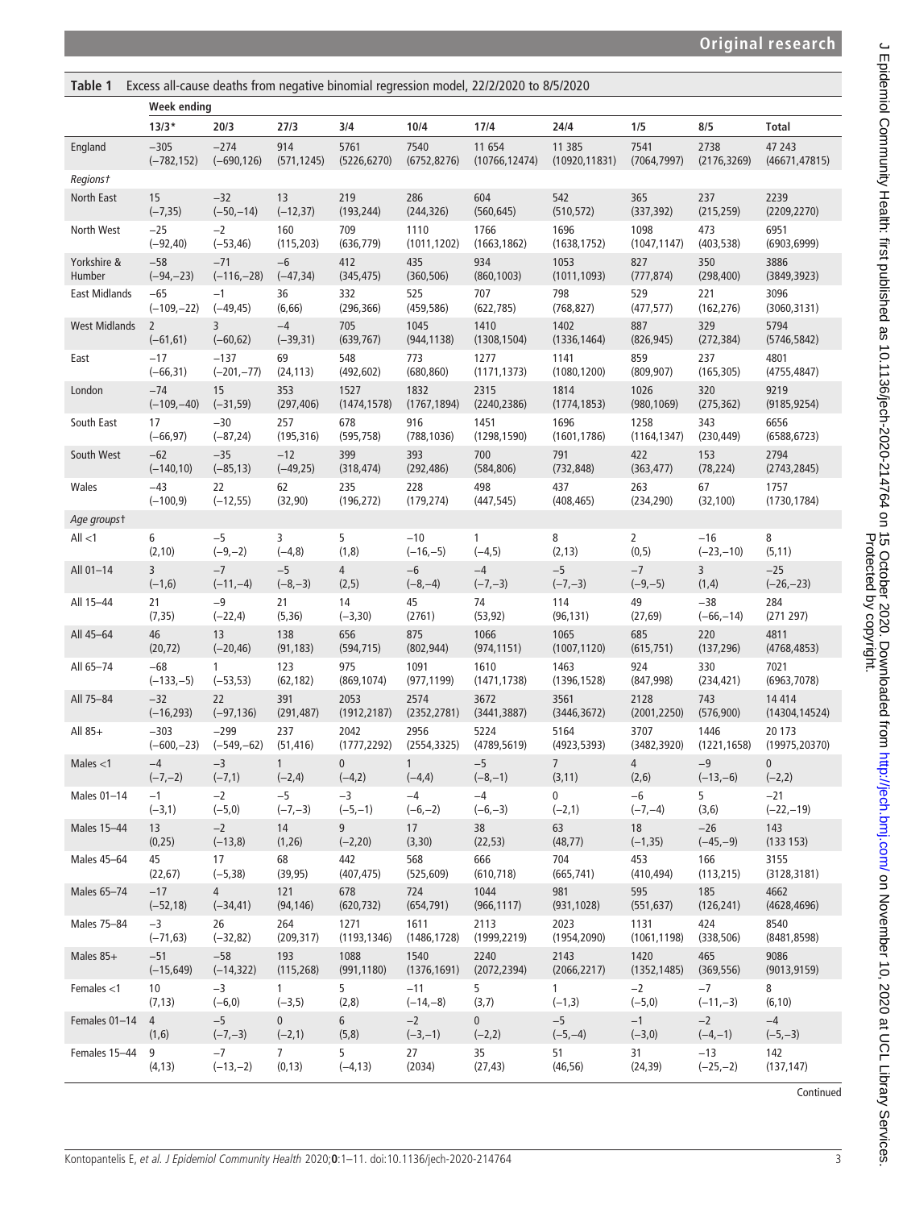**Table 1** Excess all-cause deaths from negative binomial regression model, 22/2/2020 to 8/5/2020

| | Week ending | | | | | | | | | |
|---|---|---|---|---|---|---|---|---|---|---|
| | 13/3* | 20/3 | 27/3 | 3/4 | 10/4 | 17/4 | 24/4 | 1/5 | 8/5 | Total |
| England | −305 (−782,152) | −274 (−690,126) | 914 (571,1245) | 5761 (5226,6270) | 7540 (6752,8276) | 11 654 (10766,12474) | 11 385 (10920,11831) | 7541 (7064,7997) | 2738 (2176,3269) | 47 243 (46671,47815) |
| *Regions†* | | | | | | | | | | |
| North East | 15 (−7,35) | −32 (−50,−14) | 13 (−12,37) | 219 (193,244) | 286 (244,326) | 604 (560,645) | 542 (510,572) | 365 (337,392) | 237 (215,259) | 2239 (2209,2270) |
| North West | −25 (−92,40) | −2 (−53,46) | 160 (115,203) | 709 (636,779) | 1110 (1011,1202) | 1766 (1663,1862) | 1696 (1638,1752) | 1098 (1047,1147) | 473 (403,538) | 6951 (6903,6999) |
| Yorkshire & Humber | −58 (−94,−23) | −71 (−116,−28) | −6 (−47,34) | 412 (345,475) | 435 (360,506) | 934 (860,1003) | 1053 (1011,1093) | 827 (777,874) | 350 (298,400) | 3886 (3849,3923) |
| East Midlands | −65 (−109,−22) | −1 (−49,45) | 36 (6,66) | 332 (296,366) | 525 (459,586) | 707 (622,785) | 798 (768,827) | 529 (477,577) | 221 (162,276) | 3096 (3060,3131) |
| West Midlands | 2 (−61,61) | 3 (−60,62) | −4 (−39,31) | 705 (639,767) | 1045 (944,1138) | 1410 (1308,1504) | 1402 (1336,1464) | 887 (826,945) | 329 (272,384) | 5794 (5746,5842) |
| East | −17 (−66,31) | −137 (−201,−77) | 69 (24,113) | 548 (492,602) | 773 (680,860) | 1277 (1171,1373) | 1141 (1080,1200) | 859 (809,907) | 237 (165,305) | 4801 (4755,4847) |
| London | −74 (−109,−40) | 15 (−31,59) | 353 (297,406) | 1527 (1474,1578) | 1832 (1767,1894) | 2315 (2240,2386) | 1814 (1774,1853) | 1026 (980,1069) | 320 (275,362) | 9219 (9185,9254) |
| South East | 17 (−66,97) | −30 (−87,24) | 257 (195,316) | 678 (595,758) | 916 (788,1036) | 1451 (1298,1590) | 1696 (1601,1786) | 1258 (1164,1347) | 343 (230,449) | 6656 (6588,6723) |
| South West | −62 (−140,10) | −35 (−85,13) | −12 (−49,25) | 399 (318,474) | 393 (292,486) | 700 (584,806) | 791 (732,848) | 422 (363,477) | 153 (78,224) | 2794 (2743,2845) |
| Wales | −43 (−100,9) | 22 (−12,55) | 62 (32,90) | 235 (196,272) | 228 (179,274) | 498 (447,545) | 437 (408,465) | 263 (234,290) | 67 (32,100) | 1757 (1730,1784) |
| *Age groups†* | | | | | | | | | | |
| All <1 | 6 (2,10) | −5 (−9,−2) | 3 (−4,8) | 5 (1,8) | −10 (−16,−5) | 1 (−4,5) | 8 (2,13) | 2 (0,5) | −16 (−23,−10) | 8 (5,11) |
| All 01–14 | 3 (−1,6) | −7 (−11,−4) | −5 (−8,−3) | 4 (2,5) | −6 (−8,−4) | −4 (−7,−3) | −5 (−7,−3) | −7 (−9,−5) | 3 (1,4) | −25 (−26,−23) |
| All 15–44 | 21 (7,35) | −9 (−22,4) | 21 (5,36) | 14 (−3,30) | 45 (2761) | 74 (53,92) | 114 (96,131) | 49 (27,69) | −38 (−66,−14) | 284 (271 297) |
| All 45–64 | 46 (20,72) | 13 (−20,46) | 138 (91,183) | 656 (594,715) | 875 (802,944) | 1066 (974,1151) | 1065 (1007,1120) | 685 (615,751) | 220 (137,296) | 4811 (4768,4853) |
| All 65–74 | −68 (−133,−5) | 1 (−53,53) | 123 (62,182) | 975 (869,1074) | 1091 (977,1199) | 1610 (1471,1738) | 1463 (1396,1528) | 924 (847,998) | 330 (234,421) | 7021 (6963,7078) |
| All 75–84 | −32 (−16,293) | 22 (−97,136) | 391 (291,487) | 2053 (1912,2187) | 2574 (2352,2781) | 3672 (3441,3887) | 3561 (3446,3672) | 2128 (2001,2250) | 743 (576,900) | 14 414 (14304,14524) |
| All 85+ | −303 (−600,−23) | −299 (−549,−62) | 237 (51,416) | 2042 (1777,2292) | 2956 (2554,3325) | 5224 (4789,5619) | 5164 (4923,5393) | 3707 (3482,3920) | 1446 (1221,1658) | 20 173 (19975,20370) |
| Males <1 | −4 (−7,−2) | −3 (−7,1) | 1 (−2,4) | 0 (−4,2) | 1 (−4,4) | −5 (−8,−1) | 7 (3,11) | 4 (2,6) | −9 (−13,−6) | 0 (−2,2) |
| Males 01–14 | −1 (−3,1) | −2 (−5,0) | −5 (−7,−3) | −3 (−5,−1) | −4 (−6,−2) | −4 (−6,−3) | 0 (−2,1) | −6 (−7,−4) | 5 (3,6) | −21 (−22,−19) |
| Males 15–44 | 13 (0,25) | −2 (−13,8) | 14 (1,26) | 9 (−2,20) | 17 (3,30) | 38 (22,53) | 63 (48,77) | 18 (−1,35) | −26 (−45,−9) | 143 (133 153) |
| Males 45–64 | 45 (22,67) | 17 (−5,38) | 68 (39,95) | 442 (407,475) | 568 (525,609) | 666 (610,718) | 704 (665,741) | 453 (410,494) | 166 (113,215) | 3155 (3128,3181) |
| Males 65–74 | −17 (−52,18) | 4 (−34,41) | 121 (94,146) | 678 (620,732) | 724 (654,791) | 1044 (966,1117) | 981 (931,1028) | 595 (551,637) | 185 (126,241) | 4662 (4628,4696) |
| Males 75–84 | −3 (−71,63) | 26 (−32,82) | 264 (209,317) | 1271 (1193,1346) | 1611 (1486,1728) | 2113 (1999,2219) | 2023 (1954,2090) | 1131 (1061,1198) | 424 (338,506) | 8540 (8481,8598) |
| Males 85+ | −51 (−15,649) | −58 (−14,322) | 193 (115,268) | 1088 (991,1180) | 1540 (1376,1691) | 2240 (2072,2394) | 2143 (2066,2217) | 1420 (1352,1485) | 465 (369,556) | 9086 (9013,9159) |
| Females <1 | 10 (7,13) | −3 (−6,0) | 1 (−3,5) | 5 (2,8) | −11 (−14,−8) | 5 (3,7) | 1 (−1,3) | −2 (−5,0) | −7 (−11,−3) | 8 (6,10) |
| Females 01–14 | 4 (1,6) | −5 (−7,−3) | 0 (−2,1) | 6 (5,8) | −2 (−3,−1) | 0 (−2,2) | −5 (−5,−4) | −1 (−3,0) | −2 (−4,−1) | −4 (−5,−3) |
| Females 15–44 | 9 (4,13) | −7 (−13,−2) | 7 (0,13) | 5 (−4,13) | 27 (2034) | 35 (27,43) | 51 (46,56) | 31 (24,39) | −13 (−25,−2) | 142 (137,147) |

Continued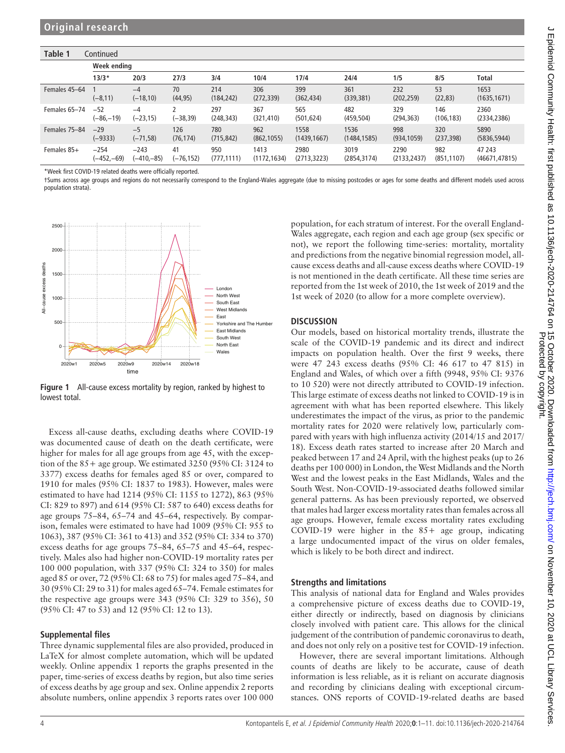**Table 1** Continued

| | Week ending | | | | | | | | | |
|---|---|---|---|---|---|---|---|---|---|---|
| | 13/3* | 20/3 | 27/3 | 3/4 | 10/4 | 17/4 | 24/4 | 1/5 | 8/5 | Total |
| Females 45–64 | 1 (−8,11) | −4 (−18,10) | 70 (44,95) | 214 (184,242) | 306 (272,339) | 399 (362,434) | 361 (339,381) | 232 (202,259) | 53 (22,83) | 1653 (1635,1671) |
| Females 65–74 | −52 (−86,−19) | −4 (−23,15) | 2 (−38,39) | 297 (248,343) | 367 (321,410) | 565 (501,624) | 482 (459,504) | 329 (294,363) | 146 (106,183) | 2360 (2334,2386) |
| Females 75–84 | −29 (−9333) | −5 (−71,58) | 126 (76,174) | 780 (715,842) | 962 (862,1055) | 1558 (1439,1667) | 1536 (1484,1585) | 998 (934,1059) | 320 (237,398) | 5890 (5836,5944) |
| Females 85+ | −254 (−452,−69) | −243 (−410,−85) | 41 (−76,152) | 950 (777,1111) | 1413 (1172,1634) | 2980 (2713,3223) | 3019 (2854,3174) | 2290 (2133,2437) | 982 (851,1107) | 47 243 (46671,47815) |

*Week first COVID-19 related deaths were officially reported.

†Sums across age groups and regions do not necessarily correspond to the England-Wales aggregate (due to missing postcodes or ages for some deaths and different models used across population strata).

**Figure 1** All-cause excess mortality by region, ranked by highest to lowest total.

Excess all-cause deaths, excluding deaths where COVID-19 was documented cause of death on the death certificate, were higher for males for all age groups from age 45, with the exception of the 85+ age group. We estimated 3250 (95% CI: 3124 to 3377) excess deaths for females aged 85 or over, compared to 1910 for males (95% CI: 1837 to 1983). However, males were estimated to have had 1214 (95% CI: 1155 to 1272), 863 (95% CI: 829 to 897) and 614 (95% CI: 587 to 640) excess deaths for age groups 75–84, 65–74 and 45–64, respectively. By comparison, females were estimated to have had 1009 (95% CI: 955 to 1063), 387 (95% CI: 361 to 413) and 352 (95% CI: 334 to 370) excess deaths for age groups 75–84, 65–75 and 45–64, respectively. Males also had higher non-COVID-19 mortality rates per 100 000 population, with 337 (95% CI: 324 to 350) for males aged 85 or over, 72 (95% CI: 68 to 75) for males aged 75–84, and 30 (95% CI: 29 to 31) for males aged 65–74. Female estimates for the respective age groups were 343 (95% CI: 329 to 356), 50 (95% CI: 47 to 53) and 12 (95% CI: 12 to 13).

### Supplemental files

Three dynamic supplemental files are also provided, produced in LaTeX for almost complete automation, which will be updated weekly. Online appendix 1 reports the graphs presented in the paper, time-series of excess deaths by region, but also time series of excess deaths by age group and sex. Online appendix 2 reports absolute numbers, online appendix 3 reports rates over 100 000 population, for each stratum of interest. For the overall England-Wales aggregate, each region and each age group (sex specific or not), we report the following time-series: mortality, mortality and predictions from the negative binomial regression model, all-cause excess deaths and all-cause excess deaths where COVID-19 is not mentioned in the death certificate. All these time series are reported from the 1st week of 2010, the 1st week of 2019 and the 1st week of 2020 (to allow for a more complete overview).

## DISCUSSION

Our models, based on historical mortality trends, illustrate the scale of the COVID-19 pandemic and its direct and indirect impacts on population health. Over the first 9 weeks, there were 47 243 excess deaths (95% CI: 46 617 to 47 815) in England and Wales, of which over a fifth (9948, 95% CI: 9376 to 10 520) were not directly attributed to COVID-19 infection. This large estimate of excess deaths not linked to COVID-19 is in agreement with what has been reported elsewhere. This likely underestimates the impact of the virus, as prior to the pandemic mortality rates for 2020 were relatively low, particularly compared with years with high influenza activity (2014/15 and 2017/18). Excess death rates started to increase after 20 March and peaked between 17 and 24 April, with the highest peaks (up to 26 deaths per 100 000) in London, the West Midlands and the North West and the lowest peaks in the East Midlands, Wales and the South West. Non-COVID-19-associated deaths followed similar general patterns. As has been previously reported, we observed that males had larger excess mortality rates than females across all age groups. However, female excess mortality rates excluding COVID-19 were higher in the 85+ age group, indicating a large undocumented impact of the virus on older females, which is likely to be both direct and indirect.

### Strengths and limitations

This analysis of national data for England and Wales provides a comprehensive picture of excess deaths due to COVID-19, either directly or indirectly, based on diagnosis by clinicians closely involved with patient care. This allows for the clinical judgement of the contribution of pandemic coronavirus to death, and does not only rely on a positive test for COVID-19 infection.

However, there are several important limitations. Although counts of deaths are likely to be accurate, cause of death information is less reliable, as it is reliant on accurate diagnosis and recording by clinicians dealing with exceptional circumstances. ONS reports of COVID-19-related deaths are based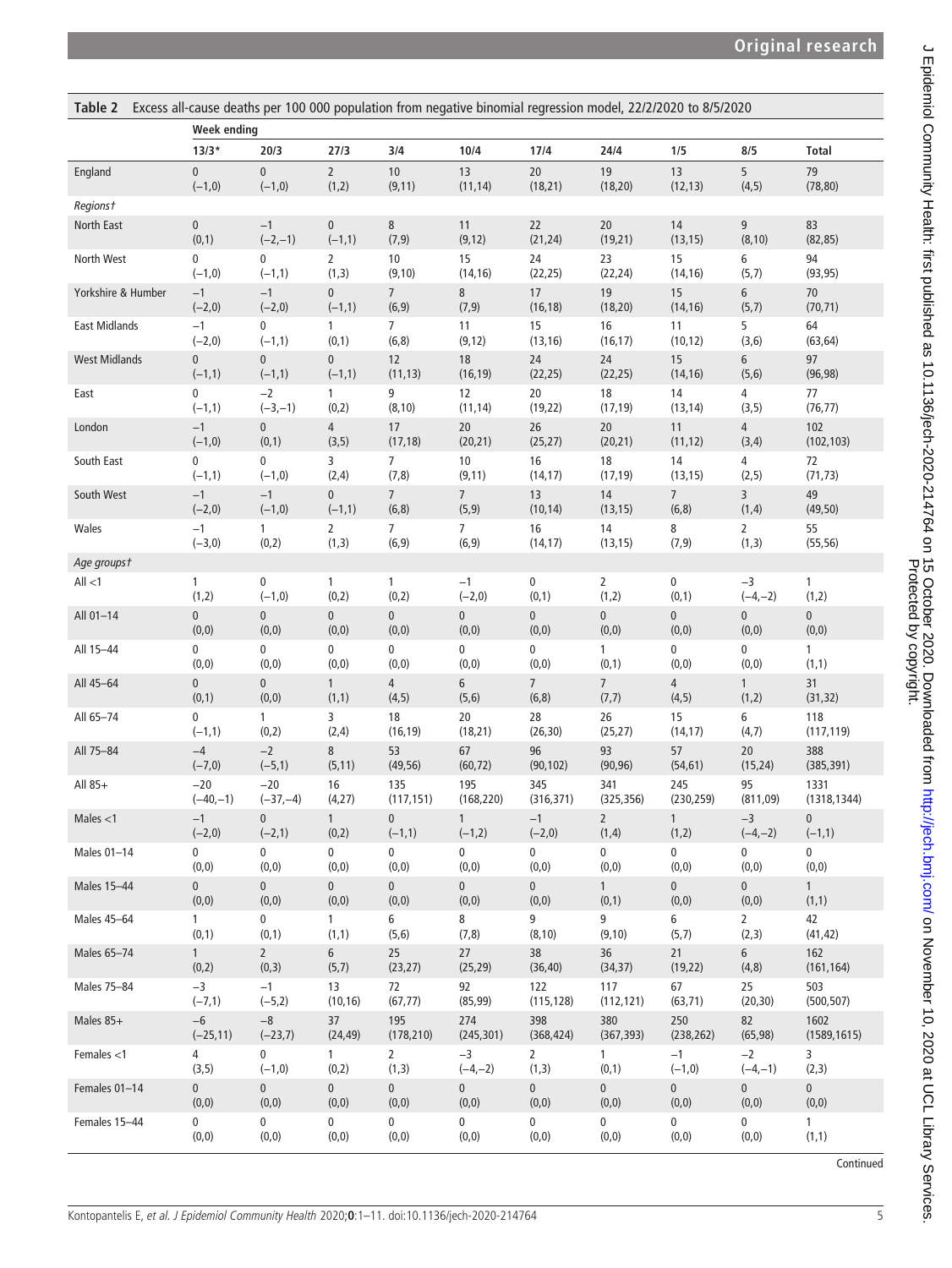**Table 2** Excess all-cause deaths per 100 000 population from negative binomial regression model, 22/2/2020 to 8/5/2020

| | Week ending | | | | | | | | | |
|---|---|---|---|---|---|---|---|---|---|---|
| | 13/3* | 20/3 | 27/3 | 3/4 | 10/4 | 17/4 | 24/4 | 1/5 | 8/5 | Total |
| England | 0 (−1,0) | 0 (−1,0) | 2 (1,2) | 10 (9,11) | 13 (11,14) | 20 (18,21) | 19 (18,20) | 13 (12,13) | 5 (4,5) | 79 (78,80) |
| *Regions†* | | | | | | | | | | |
| North East | 0 (0,1) | −1 (−2,−1) | 0 (−1,1) | 8 (7,9) | 11 (9,12) | 22 (21,24) | 20 (19,21) | 14 (13,15) | 9 (8,10) | 83 (82,85) |
| North West | 0 (−1,0) | 0 (−1,1) | 2 (1,3) | 10 (9,10) | 15 (14,16) | 24 (22,25) | 23 (22,24) | 15 (14,16) | 6 (5,7) | 94 (93,95) |
| Yorkshire & Humber | −1 (−2,0) | −1 (−2,0) | 0 (−1,1) | 7 (6,9) | 8 (7,9) | 17 (16,18) | 19 (18,20) | 15 (14,16) | 6 (5,7) | 70 (70,71) |
| East Midlands | −1 (−2,0) | 0 (−1,1) | 1 (0,1) | 7 (6,8) | 11 (9,12) | 15 (13,16) | 16 (16,17) | 11 (10,12) | 5 (3,6) | 64 (63,64) |
| West Midlands | 0 (−1,1) | 0 (−1,1) | 0 (−1,1) | 12 (11,13) | 18 (16,19) | 24 (22,25) | 24 (22,25) | 15 (14,16) | 6 (5,6) | 97 (96,98) |
| East | 0 (−1,1) | −2 (−3,−1) | 1 (0,2) | 9 (8,10) | 12 (11,14) | 20 (19,22) | 18 (17,19) | 14 (13,14) | 4 (3,5) | 77 (76,77) |
| London | −1 (−1,0) | 0 (0,1) | 4 (3,5) | 17 (17,18) | 20 (20,21) | 26 (25,27) | 20 (20,21) | 11 (11,12) | 4 (3,4) | 102 (102,103) |
| South East | 0 (−1,1) | 0 (−1,0) | 3 (2,4) | 7 (7,8) | 10 (9,11) | 16 (14,17) | 18 (17,19) | 14 (13,15) | 4 (2,5) | 72 (71,73) |
| South West | −1 (−2,0) | −1 (−1,0) | 0 (−1,1) | 7 (6,8) | 7 (5,9) | 13 (10,14) | 14 (13,15) | 7 (6,8) | 3 (1,4) | 49 (49,50) |
| Wales | −1 (−3,0) | 1 (0,2) | 2 (1,3) | 7 (6,9) | 7 (6,9) | 16 (14,17) | 14 (13,15) | 8 (7,9) | 2 (1,3) | 55 (55,56) |
| *Age groups†* | | | | | | | | | | |
| All <1 | 1 (1,2) | 0 (−1,0) | 1 (0,2) | 1 (0,2) | −1 (−2,0) | 0 (0,1) | 2 (1,2) | 0 (0,1) | −3 (−4,−2) | 1 (1,2) |
| All 01–14 | 0 (0,0) | 0 (0,0) | 0 (0,0) | 0 (0,0) | 0 (0,0) | 0 (0,0) | 0 (0,0) | 0 (0,0) | 0 (0,0) | 0 (0,0) |
| All 15–44 | 0 (0,0) | 0 (0,0) | 0 (0,0) | 0 (0,0) | 0 (0,0) | 0 (0,0) | 1 (0,1) | 0 (0,0) | 0 (0,0) | 1 (1,1) |
| All 45–64 | 0 (0,1) | 0 (0,0) | 1 (1,1) | 4 (4,5) | 6 (5,6) | 7 (6,8) | 7 (7,7) | 4 (4,5) | 1 (1,2) | 31 (31,32) |
| All 65–74 | 0 (−1,1) | 1 (0,2) | 3 (2,4) | 18 (16,19) | 20 (18,21) | 28 (26,30) | 26 (25,27) | 15 (14,17) | 6 (4,7) | 118 (117,119) |
| All 75–84 | −4 (−7,0) | −2 (−5,1) | 8 (5,11) | 53 (49,56) | 67 (60,72) | 96 (90,102) | 93 (90,96) | 57 (54,61) | 20 (15,24) | 388 (385,391) |
| All 85+ | −20 (−40,−1) | −20 (−37,−4) | 16 (4,27) | 135 (117,151) | 195 (168,220) | 345 (316,371) | 341 (325,356) | 245 (230,259) | 95 (811,09) | 1331 (1318,1344) |
| Males <1 | −1 (−2,0) | 0 (−2,1) | 1 (0,2) | 0 (−1,1) | 1 (−1,2) | −1 (−2,0) | 2 (1,4) | 1 (1,2) | −3 (−4,−2) | 0 (−1,1) |
| Males 01–14 | 0 (0,0) | 0 (0,0) | 0 (0,0) | 0 (0,0) | 0 (0,0) | 0 (0,0) | 0 (0,0) | 0 (0,0) | 0 (0,0) | 0 (0,0) |
| Males 15–44 | 0 (0,0) | 0 (0,0) | 0 (0,0) | 0 (0,0) | 0 (0,0) | 0 (0,0) | 1 (0,1) | 0 (0,0) | 0 (0,0) | 1 (1,1) |
| Males 45–64 | 1 (0,1) | 0 (0,1) | 1 (1,1) | 6 (5,6) | 8 (7,8) | 9 (8,10) | 9 (9,10) | 6 (5,7) | 2 (2,3) | 42 (41,42) |
| Males 65–74 | 1 (0,2) | 2 (0,3) | 6 (5,7) | 25 (23,27) | 27 (25,29) | 38 (36,40) | 36 (34,37) | 21 (19,22) | 6 (4,8) | 162 (161,164) |
| Males 75–84 | −3 (−7,1) | −1 (−5,2) | 13 (10,16) | 72 (67,77) | 92 (85,99) | 122 (115,128) | 117 (112,121) | 67 (63,71) | 25 (20,30) | 503 (500,507) |
| Males 85+ | −6 (−25,11) | −8 (−23,7) | 37 (24,49) | 195 (178,210) | 274 (245,301) | 398 (368,424) | 380 (367,393) | 250 (238,262) | 82 (65,98) | 1602 (1589,1615) |
| Females <1 | 4 (3,5) | 0 (−1,0) | 1 (0,2) | 2 (1,3) | −3 (−4,−2) | 2 (1,3) | 1 (0,1) | −1 (−1,0) | −2 (−4,−1) | 3 (2,3) |
| Females 01–14 | 0 (0,0) | 0 (0,0) | 0 (0,0) | 0 (0,0) | 0 (0,0) | 0 (0,0) | 0 (0,0) | 0 (0,0) | 0 (0,0) | 0 (0,0) |
| Females 15–44 | 0 (0,0) | 0 (0,0) | 0 (0,0) | 0 (0,0) | 0 (0,0) | 0 (0,0) | 0 (0,0) | 0 (0,0) | 0 (0,0) | 1 (1,1) |

Continued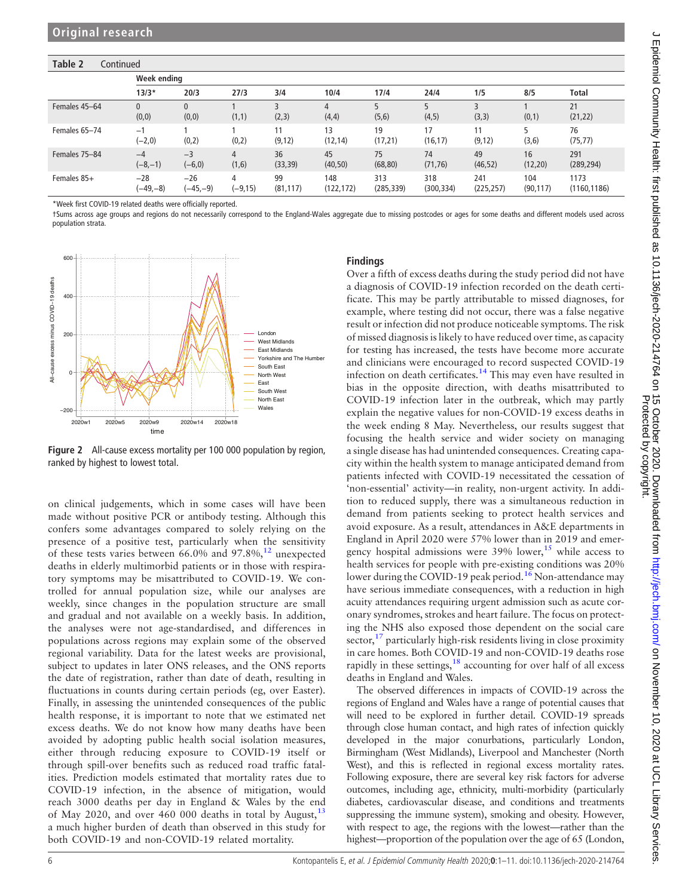**Table 2** Continued

| | Week ending | | | | | | | | | |
|---|---|---|---|---|---|---|---|---|---|---|
| | 13/3* | 20/3 | 27/3 | 3/4 | 10/4 | 17/4 | 24/4 | 1/5 | 8/5 | Total |
| Females 45–64 | 0 (0,0) | 0 (0,0) | 1 (1,1) | 3 (2,3) | 4 (4,4) | 5 (5,6) | 5 (4,5) | 3 (3,3) | 1 (0,1) | 21 (21,22) |
| Females 65–74 | −1 (−2,0) | 1 (0,2) | 1 (0,2) | 11 (9,12) | 13 (12,14) | 19 (17,21) | 17 (16,17) | 11 (9,12) | 5 (3,6) | 76 (75,77) |
| Females 75–84 | −4 (−8,−1) | −3 (−6,0) | 4 (1,6) | 36 (33,39) | 45 (40,50) | 75 (68,80) | 74 (71,76) | 49 (46,52) | 16 (12,20) | 291 (289,294) |
| Females 85+ | −28 (−49,−8) | −26 (−45,−9) | 4 (−9,15) | 99 (81,117) | 148 (122,172) | 313 (285,339) | 318 (300,334) | 241 (225,257) | 104 (90,117) | 1173 (1160,1186) |

*Week first COVID-19 related deaths were officially reported.

†Sums across age groups and regions do not necessarily correspond to the England-Wales aggregate due to missing postcodes or ages for some deaths and different models used across population strata.

**Figure 2** All-cause excess mortality per 100 000 population by region, ranked by highest to lowest total.

on clinical judgements, which in some cases will have been made without positive PCR or antibody testing. Although this confers some advantages compared to solely relying on the presence of a positive test, particularly when the sensitivity of these tests varies between 66.0% and 97.8%,[12] unexpected deaths in elderly multimorbid patients or in those with respiratory symptoms may be misattributed to COVID-19. We controlled for annual population size, while our analyses are weekly, since changes in the population structure are small and gradual and not available on a weekly basis. In addition, the analyses were not age-standardised, and differences in populations across regions may explain some of the observed regional variability. Data for the latest weeks are provisional, subject to updates in later ONS releases, and the ONS reports the date of registration, rather than date of death, resulting in fluctuations in counts during certain periods (eg, over Easter). Finally, in assessing the unintended consequences of the public health response, it is important to note that we estimated net excess deaths. We do not know how many deaths have been avoided by adopting public health social isolation measures, either through reducing exposure to COVID-19 itself or through spill-over benefits such as reduced road traffic fatalities. Prediction models estimated that mortality rates due to COVID-19 infection, in the absence of mitigation, would reach 3000 deaths per day in England & Wales by the end of May 2020, and over 460 000 deaths in total by August,[13] a much higher burden of death than observed in this study for both COVID-19 and non-COVID-19 related mortality.

## Findings

Over a fifth of excess deaths during the study period did not have a diagnosis of COVID-19 infection recorded on the death certificate. This may be partly attributable to missed diagnoses, for example, where testing did not occur, there was a false negative result or infection did not produce noticeable symptoms. The risk of missed diagnosis is likely to have reduced over time, as capacity for testing has increased, the tests have become more accurate and clinicians were encouraged to record suspected COVID-19 infection on death certificates.[14] This may even have resulted in bias in the opposite direction, with deaths misattributed to COVID-19 infection later in the outbreak, which may partly explain the negative values for non-COVID-19 excess deaths in the week ending 8 May. Nevertheless, our results suggest that focusing the health service and wider society on managing a single disease has had unintended consequences. Creating capacity within the health system to manage anticipated demand from patients infected with COVID-19 necessitated the cessation of 'non-essential' activity—in reality, non-urgent activity. In addition to reduced supply, there was a simultaneous reduction in demand from patients seeking to protect health services and avoid exposure. As a result, attendances in A&E departments in England in April 2020 were 57% lower than in 2019 and emergency hospital admissions were 39% lower,[15] while access to health services for people with pre-existing conditions was 20% lower during the COVID-19 peak period.[16] Non-attendance may have serious immediate consequences, with a reduction in high acuity attendances requiring urgent admission such as acute coronary syndromes, strokes and heart failure. The focus on protecting the NHS also exposed those dependent on the social care sector,[17] particularly high-risk residents living in close proximity in care homes. Both COVID-19 and non-COVID-19 deaths rose rapidly in these settings,[18] accounting for over half of all excess deaths in England and Wales.

The observed differences in impacts of COVID-19 across the regions of England and Wales have a range of potential causes that will need to be explored in further detail. COVID-19 spreads through close human contact, and high rates of infection quickly developed in the major conurbations, particularly London, Birmingham (West Midlands), Liverpool and Manchester (North West), and this is reflected in regional excess mortality rates. Following exposure, there are several key risk factors for adverse outcomes, including age, ethnicity, multi-morbidity (particularly diabetes, cardiovascular disease, and conditions and treatments suppressing the immune system), smoking and obesity. However, with respect to age, the regions with the lowest—rather than the highest—proportion of the population over the age of 65 (London,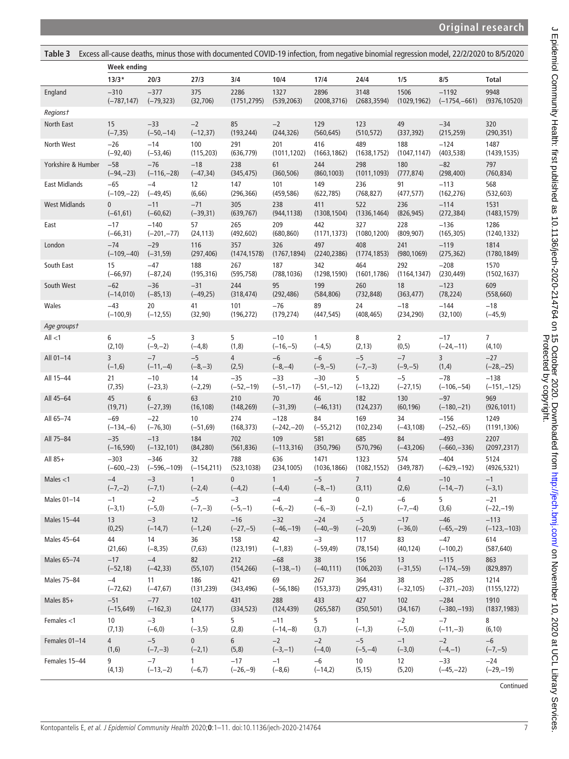**Table 3** Excess all-cause deaths, minus those with documented COVID-19 infection, from negative binomial regression model, 22/2/2020 to 8/5/2020

| | Week ending | | | | | | | | | |
|---|---|---|---|---|---|---|---|---|---|---|
| | 13/3* | 20/3 | 27/3 | 3/4 | 10/4 | 17/4 | 24/4 | 1/5 | 8/5 | Total |
| England | −310 (−787,147) | −377 (−79,323) | 375 (32,706) | 2286 (1751,2795) | 1327 (539,2063) | 2896 (2008,3716) | 3148 (2683,3594) | 1506 (1029,1962) | −1192 (−1754,−661) | 9948 (9376,10520) |
| *Regions†* | | | | | | | | | | |
| North East | 15 (−7,35) | −33 (−50,−14) | −2 (−12,37) | 85 (193,244) | −2 (244,326) | 129 (560,645) | 123 (510,572) | 49 (337,392) | −34 (215,259) | 320 (290,351) |
| North West | −26 (−92,40) | −14 (−53,46) | 100 (115,203) | 291 (636,779) | 201 (1011,1202) | 416 (1663,1862) | 489 (1638,1752) | 188 (1047,1147) | −124 (403,538) | 1487 (1439,1535) |
| Yorkshire & Humber | −58 (−94,−23) | −76 (−116,−28) | −18 (−47,34) | 238 (345,475) | 61 (360,506) | 244 (860,1003) | 298 (1011,1093) | 180 (777,874) | −82 (298,400) | 797 (760,834) |
| East Midlands | −65 (−109,−22) | −4 (−49,45) | 12 (6,66) | 147 (296,366) | 101 (459,586) | 149 (622,785) | 236 (768,827) | 91 (477,577) | −113 (162,276) | 568 (532,603) |
| West Midlands | 0 (−61,61) | −11 (−60,62) | −71 (−39,31) | 305 (639,767) | 238 (944,1138) | 411 (1308,1504) | 522 (1336,1464) | 236 (826,945) | −114 (272,384) | 1531 (1483,1579) |
| East | −17 (−66,31) | −140 (−201,−77) | 57 (24,113) | 265 (492,602) | 209 (680,860) | 442 (1171,1373) | 327 (1080,1200) | 228 (809,907) | −136 (165,305) | 1286 (1240,1332) |
| London | −74 (−109,−40) | −29 (−31,59) | 116 (297,406) | 357 (1474,1578) | 326 (1767,1894) | 497 (2240,2386) | 408 (1774,1853) | 241 (980,1069) | −119 (275,362) | 1814 (1780,1849) |
| South East | 15 (−66,97) | −47 (−87,24) | 188 (195,316) | 267 (595,758) | 187 (788,1036) | 342 (1298,1590) | 464 (1601,1786) | 292 (1164,1347) | −208 (230,449) | 1570 (1502,1637) |
| South West | −62 (−14,010) | −36 (−85,13) | −31 (−49,25) | 244 (318,474) | 95 (292,486) | 199 (584,806) | 260 (732,848) | 18 (363,477) | −123 (78,224) | 609 (558,660) |
| Wales | −43 (−100,9) | 20 (−12,55) | 41 (32,90) | 101 (196,272) | −76 (179,274) | 89 (447,545) | 24 (408,465) | −18 (234,290) | −144 (32,100) | −18 (−45,9) |
| *Age groups†* | | | | | | | | | | |
| All <1 | 6 (2,10) | −5 (−9,−2) | 3 (−4,8) | 5 (1,8) | −10 (−16,−5) | 1 (−4,5) | 8 (2,13) | 2 (0,5) | −17 (−24,−11) | 7 (4,10) |
| All 01–14 | 3 (−1,6) | −7 (−11,−4) | −5 (−8,−3) | 4 (2,5) | −6 (−8,−4) | −6 (−9,−5) | −5 (−7,−3) | −7 (−9,−5) | 3 (1,4) | −27 (−28,−25) |
| All 15–44 | 21 (7,35) | −10 (−23,3) | 14 (−2,29) | −35 (−52,−19) | −33 (−51,−17) | −30 (−51,−12) | 5 (−13,22) | −5 (−27,15) | −78 (−106,−54) | −138 (−151,−125) |
| All 45–64 | 45 (19,71) | 6 (−27,39) | 63 (16,108) | 210 (148,269) | 70 (−31,39) | 46 (−46,131) | 182 (124,237) | 130 (60,196) | −97 (−180,−21) | 969 (926,1011) |
| All 65–74 | −69 (−134,−6) | −22 (−76,30) | 10 (−51,69) | 274 (168,373) | −128 (−242,−20) | 84 (−55,212) | 169 (102,234) | 34 (−43,108) | −156 (−252,−65) | 1249 (1191,1306) |
| All 75–84 | −35 (−16,590) | −13 (−132,101) | 184 (84,280) | 702 (561,836) | 109 (−113,316) | 581 (350,796) | 685 (570,796) | 84 (−43,206) | −493 (−660,−336) | 2207 (2097,2317) |
| All 85+ | −303 (−600,−23) | −346 (−596,−109) | 32 (−154,211) | 788 (523,1038) | 636 (234,1005) | 1471 (1036,1866) | 1323 (1082,1552) | 574 (349,787) | −404 (−629,−192) | 5124 (4926,5321) |
| Males <1 | −4 (−7,−2) | −3 (−7,1) | 1 (−2,4) | 0 (−4,2) | 1 (−4,4) | −5 (−8,−1) | 7 (3,11) | 4 (2,6) | −10 (−14,−7) | −1 (−3,1) |
| Males 01–14 | −1 (−3,1) | −2 (−5,0) | −5 (−7,−3) | −3 (−5,−1) | −4 (−6,−2) | −4 (−6,−3) | 0 (−2,1) | −6 (−7,−4) | 5 (3,6) | −21 (−22,−19) |
| Males 15–44 | 13 (0,25) | −3 (−14,7) | 12 (−1,24) | −16 (−27,−5) | −32 (−46,−19) | −24 (−40,−9) | −5 (−20,9) | −17 (−36,0) | −46 (−65,−29) | −113 (−123,−103) |
| Males 45–64 | 44 (21,66) | 14 (−8,35) | 36 (7,63) | 158 (123,191) | 42 (−1,83) | −3 (−59,49) | 117 (78,154) | 83 (40,124) | −47 (−100,2) | 614 (587,640) |
| Males 65–74 | −17 (−52,18) | −4 (−42,33) | 82 (55,107) | 212 (154,266) | −68 (−138,−1) | 38 (−40,111) | 156 (106,203) | 13 (−31,55) | −115 (−174,−59) | 863 (829,897) |
| Males 75–84 | −4 (−72,62) | 11 (−47,67) | 186 (131,239) | 421 (343,496) | 69 (−56,186) | 267 (153,373) | 364 (295,431) | 38 (−32,105) | −285 (−371,−203) | 1214 (1155,1272) |
| Males 85+ | −51 (−15,649) | −77 (−162,3) | 102 (24,177) | 431 (334,523) | 288 (124,439) | 433 (265,587) | 427 (350,501) | 102 (34,167) | −284 (−380,−193) | 1910 (1837,1983) |
| Females <1 | 10 (7,13) | −3 (−6,0) | 1 (−3,5) | 5 (2,8) | −11 (−14,−8) | 5 (3,7) | 1 (−1,3) | −2 (−5,0) | −7 (−11,−3) | 8 (6,10) |
| Females 01–14 | 4 (1,6) | −5 (−7,−3) | 0 (−2,1) | 6 (5,8) | −2 (−3,−1) | −2 (−4,0) | −5 (−5,−4) | −1 (−3,0) | −2 (−4,−1) | −6 (−7,−5) |
| Females 15–44 | 9 (4,13) | −7 (−13,−2) | 1 (−6,7) | −17 (−26,−9) | −1 (−8,6) | −6 (−14,2) | 10 (5,15) | 12 (5,20) | −33 (−45,−22) | −24 (−29,−19) |

Continued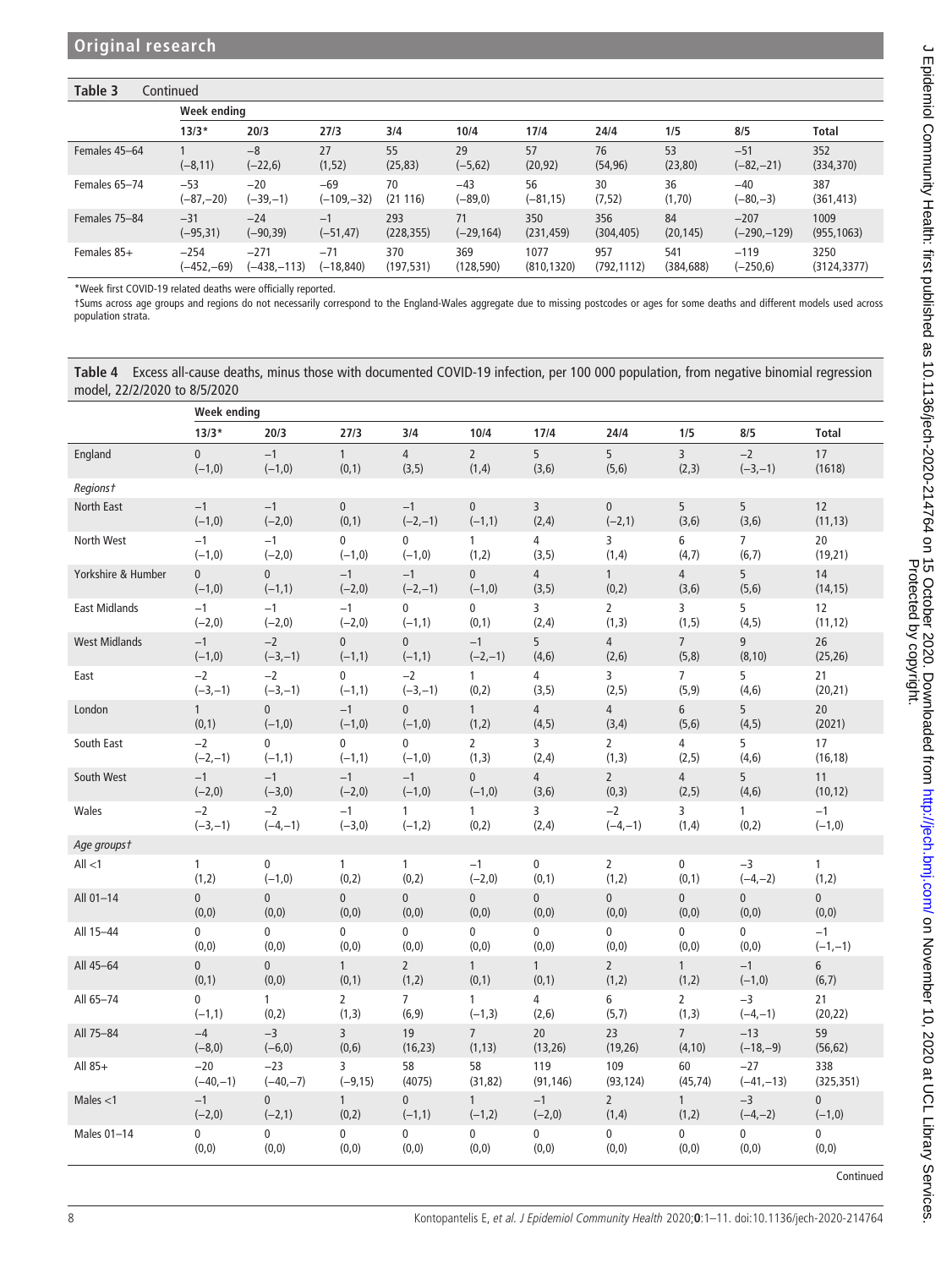**Table 3** Continued

| | Week ending | | | | | | | | | |
|---|---|---|---|---|---|---|---|---|---|---|
| | 13/3* | 20/3 | 27/3 | 3/4 | 10/4 | 17/4 | 24/4 | 1/5 | 8/5 | Total |
| Females 45–64 | 1 (−8,11) | −8 (−22,6) | 27 (1,52) | 55 (25,83) | 29 (−5,62) | 57 (20,92) | 76 (54,96) | 53 (23,80) | −51 (−82,−21) | 352 (334,370) |
| Females 65–74 | −53 (−87,−20) | −20 (−39,−1) | −69 (−109,−32) | 70 (21 116) | −43 (−89,0) | 56 (−81,15) | 30 (7,52) | 36 (1,70) | −40 (−80,−3) | 387 (361,413) |
| Females 75–84 | −31 (−95,31) | −24 (−90,39) | −1 (−51,47) | 293 (228,355) | 71 (−29,164) | 350 (231,459) | 356 (304,405) | 84 (20,145) | −207 (−290,−129) | 1009 (955,1063) |
| Females 85+ | −254 (−452,−69) | −271 (−438,−113) | −71 (−18,840) | 370 (197,531) | 369 (128,590) | 1077 (810,1320) | 957 (792,1112) | 541 (384,688) | −119 (−250,6) | 3250 (3124,3377) |

*Week first COVID-19 related deaths were officially reported.

†Sums across age groups and regions do not necessarily correspond to the England-Wales aggregate due to missing postcodes or ages for some deaths and different models used across population strata.

**Table 4** Excess all-cause deaths, minus those with documented COVID-19 infection, per 100 000 population, from negative binomial regression model, 22/2/2020 to 8/5/2020

| | Week ending | | | | | | | | | |
|---|---|---|---|---|---|---|---|---|---|---|
| | 13/3* | 20/3 | 27/3 | 3/4 | 10/4 | 17/4 | 24/4 | 1/5 | 8/5 | Total |
| England | 0 (−1,0) | −1 (−1,0) | 1 (0,1) | 4 (3,5) | 2 (1,4) | 5 (3,6) | 5 (5,6) | 3 (2,3) | −2 (−3,−1) | 17 (1618) |
| *Regions†* | | | | | | | | | | |
| North East | −1 (−1,0) | −1 (−2,0) | 0 (0,1) | −1 (−2,−1) | 0 (−1,1) | 3 (2,4) | 0 (−2,1) | 5 (3,6) | 5 (3,6) | 12 (11,13) |
| North West | −1 (−1,0) | −1 (−2,0) | 0 (−1,0) | 0 (−1,0) | 1 (1,2) | 4 (3,5) | 3 (1,4) | 6 (4,7) | 7 (6,7) | 20 (19,21) |
| Yorkshire & Humber | 0 (−1,0) | 0 (−1,1) | −1 (−2,0) | −1 (−2,−1) | 0 (−1,0) | 4 (3,5) | 1 (0,2) | 4 (3,6) | 5 (5,6) | 14 (14,15) |
| East Midlands | −1 (−2,0) | −1 (−2,0) | −1 (−2,0) | 0 (−1,1) | 0 (0,1) | 3 (2,4) | 2 (1,3) | 3 (1,5) | 5 (4,5) | 12 (11,12) |
| West Midlands | −1 (−1,0) | −2 (−3,−1) | 0 (−1,1) | 0 (−1,1) | −1 (−2,−1) | 5 (4,6) | 4 (2,6) | 7 (5,8) | 9 (8,10) | 26 (25,26) |
| East | −2 (−3,−1) | −2 (−3,−1) | 0 (−1,1) | −2 (−3,−1) | 1 (0,2) | 4 (3,5) | 3 (2,5) | 7 (5,9) | 5 (4,6) | 21 (20,21) |
| London | 1 (0,1) | 0 (−1,0) | −1 (−1,0) | 0 (−1,0) | 1 (1,2) | 4 (4,5) | 4 (3,4) | 6 (5,6) | 5 (4,5) | 20 (2021) |
| South East | −2 (−2,−1) | 0 (−1,1) | 0 (−1,1) | 0 (−1,0) | 2 (1,3) | 3 (2,4) | 2 (1,3) | 4 (2,5) | 5 (4,6) | 17 (16,18) |
| South West | −1 (−2,0) | −1 (−3,0) | −1 (−2,0) | −1 (−1,0) | 0 (−1,0) | 4 (3,6) | 2 (0,3) | 4 (2,5) | 5 (4,6) | 11 (10,12) |
| Wales | −2 (−3,−1) | −2 (−4,−1) | −1 (−3,0) | 1 (−1,2) | 1 (0,2) | 3 (2,4) | −2 (−4,−1) | 3 (1,4) | 1 (0,2) | −1 (−1,0) |
| *Age groups†* | | | | | | | | | | |
| All <1 | 1 (1,2) | 0 (−1,0) | 1 (0,2) | 1 (0,2) | −1 (−2,0) | 0 (0,1) | 2 (1,2) | 0 (0,1) | −3 (−4,−2) | 1 (1,2) |
| All 01–14 | 0 (0,0) | 0 (0,0) | 0 (0,0) | 0 (0,0) | 0 (0,0) | 0 (0,0) | 0 (0,0) | 0 (0,0) | 0 (0,0) | 0 (0,0) |
| All 15–44 | 0 (0,0) | 0 (0,0) | 0 (0,0) | 0 (0,0) | 0 (0,0) | 0 (0,0) | 0 (0,0) | 0 (0,0) | 0 (0,0) | −1 (−1,−1) |
| All 45–64 | 0 (0,1) | 0 (0,0) | 1 (0,1) | 2 (1,2) | 1 (0,1) | 1 (0,1) | 2 (1,2) | 1 (1,2) | −1 (−1,0) | 6 (6,7) |
| All 65–74 | 0 (−1,1) | 1 (0,2) | 2 (1,3) | 7 (6,9) | 1 (−1,3) | 4 (2,6) | 6 (5,7) | 2 (1,3) | −3 (−4,−1) | 21 (20,22) |
| All 75–84 | −4 (−8,0) | −3 (−6,0) | 3 (0,6) | 19 (16,23) | 7 (1,13) | 20 (13,26) | 23 (19,26) | 7 (4,10) | −13 (−18,−9) | 59 (56,62) |
| All 85+ | −20 (−40,−1) | −23 (−40,−7) | 3 (−9,15) | 58 (4075) | 58 (31,82) | 119 (91,146) | 109 (93,124) | 60 (45,74) | −27 (−41,−13) | 338 (325,351) |
| Males <1 | −1 (−2,0) | 0 (−2,1) | 1 (0,2) | 0 (−1,1) | 1 (−1,2) | −1 (−2,0) | 2 (1,4) | 1 (1,2) | −3 (−4,−2) | 0 (−1,0) |
| Males 01–14 | 0 (0,0) | 0 (0,0) | 0 (0,0) | 0 (0,0) | 0 (0,0) | 0 (0,0) | 0 (0,0) | 0 (0,0) | 0 (0,0) | 0 (0,0) |

Continued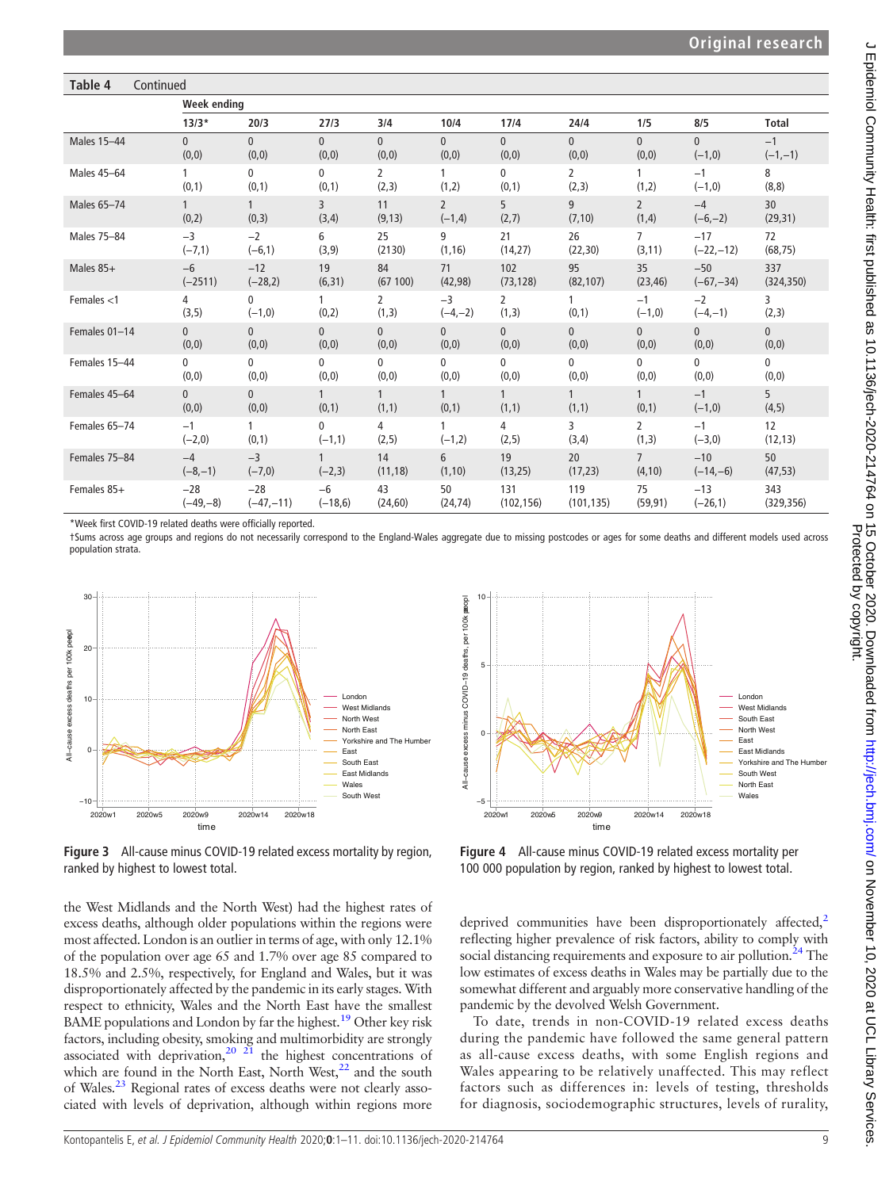**Table 4** Continued

| | Week ending | | | | | | | | | |
|---|---|---|---|---|---|---|---|---|---|---|
| | 13/3* | 20/3 | 27/3 | 3/4 | 10/4 | 17/4 | 24/4 | 1/5 | 8/5 | Total |
| Males 15–44 | 0 (0,0) | 0 (0,0) | 0 (0,0) | 0 (0,0) | 0 (0,0) | 0 (0,0) | 0 (0,0) | 0 (0,0) | 0 (−1,0) | −1 (−1,−1) |
| Males 45–64 | 1 (0,1) | 0 (0,1) | 0 (0,1) | 2 (2,3) | 1 (1,2) | 0 (0,1) | 2 (2,3) | 1 (1,2) | −1 (−1,0) | 8 (8,8) |
| Males 65–74 | 1 (0,2) | 1 (0,3) | 3 (3,4) | 11 (9,13) | 2 (−1,4) | 5 (2,7) | 9 (7,10) | 2 (1,4) | −4 (−6,−2) | 30 (29,31) |
| Males 75–84 | −3 (−7,1) | −2 (−6,1) | 6 (3,9) | 25 (2130) | 9 (1,16) | 21 (14,27) | 26 (22,30) | 7 (3,11) | −17 (−22,−12) | 72 (68,75) |
| Males 85+ | −6 (−2511) | −12 (−28,2) | 19 (6,31) | 84 (67 100) | 71 (42,98) | 102 (73,128) | 95 (82,107) | 35 (23,46) | −50 (−67,−34) | 337 (324,350) |
| Females <1 | 4 (3,5) | 0 (−1,0) | 1 (0,2) | 2 (1,3) | −3 (−4,−2) | 2 (1,3) | 1 (0,1) | −1 (−1,0) | −2 (−4,−1) | 3 (2,3) |
| Females 01–14 | 0 (0,0) | 0 (0,0) | 0 (0,0) | 0 (0,0) | 0 (0,0) | 0 (0,0) | 0 (0,0) | 0 (0,0) | 0 (0,0) | 0 (0,0) |
| Females 15–44 | 0 (0,0) | 0 (0,0) | 0 (0,0) | 0 (0,0) | 0 (0,0) | 0 (0,0) | 0 (0,0) | 0 (0,0) | 0 (0,0) | 0 (0,0) |
| Females 45–64 | 0 (0,0) | 0 (0,0) | 1 (0,1) | 1 (1,1) | 1 (0,1) | 1 (1,1) | 1 (1,1) | 1 (0,1) | −1 (−1,0) | 5 (4,5) |
| Females 65–74 | −1 (−2,0) | 1 (0,1) | 0 (−1,1) | 4 (2,5) | 1 (−1,2) | 4 (2,5) | 3 (3,4) | 2 (1,3) | −1 (−3,0) | 12 (12,13) |
| Females 75–84 | −4 (−8,−1) | −3 (−7,0) | 1 (−2,3) | 14 (11,18) | 6 (1,10) | 19 (13,25) | 20 (17,23) | 7 (4,10) | −10 (−14,−6) | 50 (47,53) |
| Females 85+ | −28 (−49,−8) | −28 (−47,−11) | −6 (−18,6) | 43 (24,60) | 50 (24,74) | 131 (102,156) | 119 (101,135) | 75 (59,91) | −13 (−26,1) | 343 (329,356) |

*Week first COVID-19 related deaths were officially reported.

†Sums across age groups and regions do not necessarily correspond to the England-Wales aggregate due to missing postcodes or ages for some deaths and different models used across population strata.

**Figure 3** All-cause minus COVID-19 related excess mortality by region, ranked by highest to lowest total.

**Figure 4** All-cause minus COVID-19 related excess mortality per 100 000 population by region, ranked by highest to lowest total.

the West Midlands and the North West) had the highest rates of excess deaths, although older populations within the regions were most affected. London is an outlier in terms of age, with only 12.1% of the population over age 65 and 1.7% over age 85 compared to 18.5% and 2.5%, respectively, for England and Wales, but it was disproportionately affected by the pandemic in its early stages. With respect to ethnicity, Wales and the North East have the smallest BAME populations and London by far the highest.[19] Other key risk factors, including obesity, smoking and multimorbidity are strongly associated with deprivation,[20 21] the highest concentrations of which are found in the North East, North West,[22] and the south of Wales.[23] Regional rates of excess deaths were not clearly associated with levels of deprivation, although within regions more deprived communities have been disproportionately affected,[2] reflecting higher prevalence of risk factors, ability to comply with social distancing requirements and exposure to air pollution.[24] The low estimates of excess deaths in Wales may be partially due to the somewhat different and arguably more conservative handling of the pandemic by the devolved Welsh Government.

To date, trends in non-COVID-19 related excess deaths during the pandemic have followed the same general pattern as all-cause excess deaths, with some English regions and Wales appearing to be relatively unaffected. This may reflect factors such as differences in: levels of testing, thresholds for diagnosis, sociodemographic structures, levels of rurality,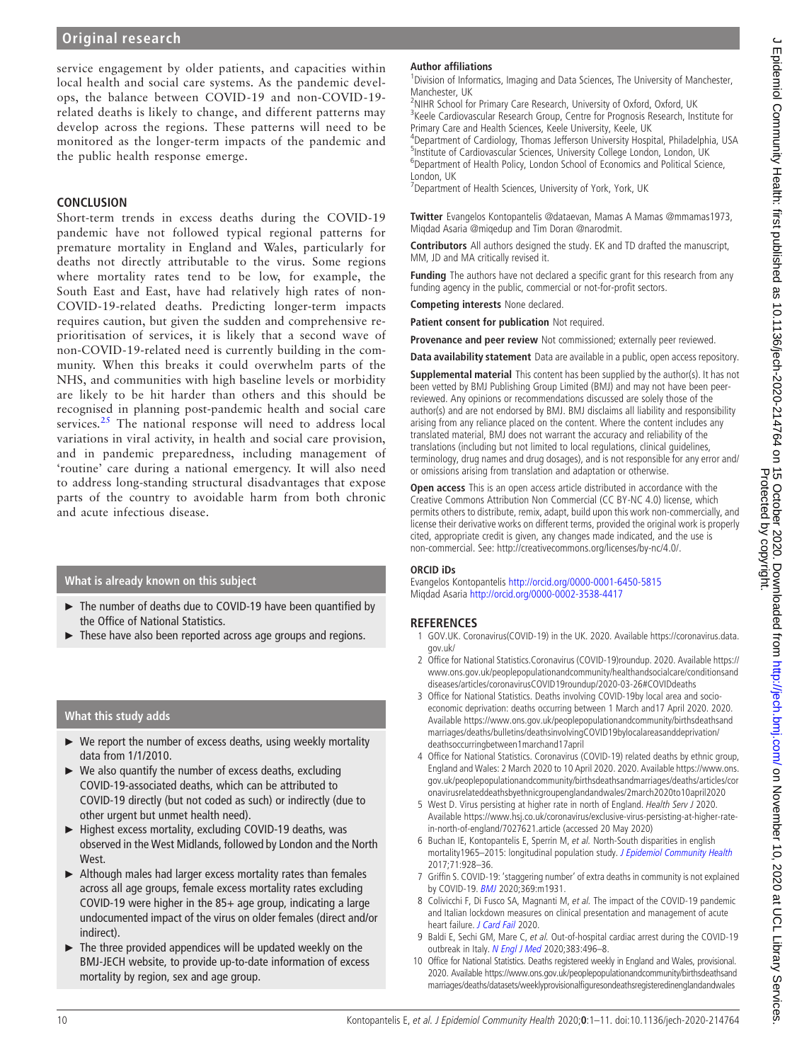service engagement by older patients, and capacities within local health and social care systems. As the pandemic develops, the balance between COVID-19 and non-COVID-19-related deaths is likely to change, and different patterns may develop across the regions. These patterns will need to be monitored as the longer-term impacts of the pandemic and the public health response emerge.

## CONCLUSION

Short-term trends in excess deaths during the COVID-19 pandemic have not followed typical regional patterns for premature mortality in England and Wales, particularly for deaths not directly attributable to the virus. Some regions where mortality rates tend to be low, for example, the South East and East, have had relatively high rates of non-COVID-19-related deaths. Predicting longer-term impacts requires caution, but given the sudden and comprehensive re-prioritisation of services, it is likely that a second wave of non-COVID-19-related need is currently building in the community. When this breaks it could overwhelm parts of the NHS, and communities with high baseline levels or morbidity are likely to be hit harder than others and this should be recognised in planning post-pandemic health and social care services.[25] The national response will need to address local variations in viral activity, in health and social care provision, and in pandemic preparedness, including management of 'routine' care during a national emergency. It will also need to address long-standing structural disadvantages that expose parts of the country to avoidable harm from both chronic and acute infectious disease.

### What is already known on this subject

- The number of deaths due to COVID-19 have been quantified by the Office of National Statistics.
- These have also been reported across age groups and regions.

### What this study adds

- We report the number of excess deaths, using weekly mortality data from 1/1/2010.
- We also quantify the number of excess deaths, excluding COVID-19-associated deaths, which can be attributed to COVID-19 directly (but not coded as such) or indirectly (due to other urgent but unmet health need).
- Highest excess mortality, excluding COVID-19 deaths, was observed in the West Midlands, followed by London and the North West.
- Although males had larger excess mortality rates than females across all age groups, female excess mortality rates excluding COVID-19 were higher in the 85+ age group, indicating a large undocumented impact of the virus on older females (direct and/or indirect).
- The three provided appendices will be updated weekly on the BMJ-JECH website, to provide up-to-date information of excess mortality by region, sex and age group.

**Author affiliations**
[1]Division of Informatics, Imaging and Data Sciences, The University of Manchester, Manchester, UK
[2]NIHR School for Primary Care Research, University of Oxford, Oxford, UK
[3]Keele Cardiovascular Research Group, Centre for Prognosis Research, Institute for Primary Care and Health Sciences, Keele University, Keele, UK
[4]Department of Cardiology, Thomas Jefferson University Hospital, Philadelphia, USA
[5]Institute of Cardiovascular Sciences, University College London, London, UK
[6]Department of Health Policy, London School of Economics and Political Science, London, UK
[7]Department of Health Sciences, University of York, York, UK

**Twitter** Evangelos Kontopantelis @dataevan, Mamas A Mamas @mmamas1973, Miqdad Asaria @miqedup and Tim Doran @narodmit.

**Contributors** All authors designed the study. EK and TD drafted the manuscript, MM, JD and MA critically revised it.

**Funding** The authors have not declared a specific grant for this research from any funding agency in the public, commercial or not-for-profit sectors.

**Competing interests** None declared.

**Patient consent for publication** Not required.

**Provenance and peer review** Not commissioned; externally peer reviewed.

**Data availability statement** Data are available in a public, open access repository.

**Supplemental material** This content has been supplied by the author(s). It has not been vetted by BMJ Publishing Group Limited (BMJ) and may not have been peer-reviewed. Any opinions or recommendations discussed are solely those of the author(s) and are not endorsed by BMJ. BMJ disclaims all liability and responsibility arising from any reliance placed on the content. Where the content includes any translated material, BMJ does not warrant the accuracy and reliability of the translations (including but not limited to local regulations, clinical guidelines, terminology, drug names and drug dosages), and is not responsible for any error and/or omissions arising from translation and adaptation or otherwise.

**Open access** This is an open access article distributed in accordance with the Creative Commons Attribution Non Commercial (CC BY-NC 4.0) license, which permits others to distribute, remix, adapt, build upon this work non-commercially, and license their derivative works on different terms, provided the original work is properly cited, appropriate credit is given, any changes made indicated, and the use is non-commercial. See: http://creativecommons.org/licenses/by-nc/4.0/.

**ORCID iDs**
Evangelos Kontopantelis http://orcid.org/0000-0001-6450-5815
Miqdad Asaria http://orcid.org/0000-0002-3538-4417

## REFERENCES

1. GOV.UK. Coronavirus(COVID-19) in the UK. 2020. Available https://coronavirus.data.gov.uk/
2. Office for National Statistics.Coronavirus (COVID-19)roundup. 2020. Available https://www.ons.gov.uk/peoplepopulationandcommunity/healthandsocialcare/conditionsanddiseases/articles/coronavirusCOVID19roundup/2020-03-26#COVIDdeaths
3. Office for National Statistics. Deaths involving COVID-19by local area and socioeconomic deprivation: deaths occurring between 1 March and17 April 2020. 2020. Available https://www.ons.gov.uk/peoplepopulationandcommunity/birthsdeathsandmarriages/deaths/bulletins/deathsinvolvingCOVID19bylocalareasanddeprivation/deathsoccurringbetween1marchand17april
4. Office for National Statistics. Coronavirus (COVID-19) related deaths by ethnic group, England and Wales: 2 March 2020 to 10 April 2020. 2020. Available https://www.ons.gov.uk/peoplepopulationandcommunity/birthsdeathsandmarriages/deaths/articles/coronavirusrelateddeathsbyethnicgroupenglandandwales/2march2020to10april2020
5. West D. Virus persisting at higher rate in north of England. Health Serv J 2020. Available https://www.hsj.co.uk/coronavirus/exclusive-virus-persisting-at-higher-rate-in-north-of-england/7027621.article (accessed 20 May 2020)
6. Buchan IE, Kontopantelis E, Sperrin M, *et al*. North-South disparities in english mortality1965–2015: longitudinal population study. *J Epidemiol Community Health* 2017;71:928–36.
7. Griffin S. COVID-19: 'staggering number' of extra deaths in community is not explained by COVID-19. *BMJ* 2020;369:m1931.
8. Colivicchi F, Di Fusco SA, Magnanti M, *et al*. The impact of the COVID-19 pandemic and Italian lockdown measures on clinical presentation and management of acute heart failure. *J Card Fail* 2020.
9. Baldi E, Sechi GM, Mare C, *et al*. Out-of-hospital cardiac arrest during the COVID-19 outbreak in Italy. *N Engl J Med* 2020;383:496–8.
10. Office for National Statistics. Deaths registered weekly in England and Wales, provisional. 2020. Available https://www.ons.gov.uk/peoplepopulationandcommunity/birthsdeathsandmarriages/deaths/datasets/weeklyprovisionalfiguresondeathsregisteredinenglandandwales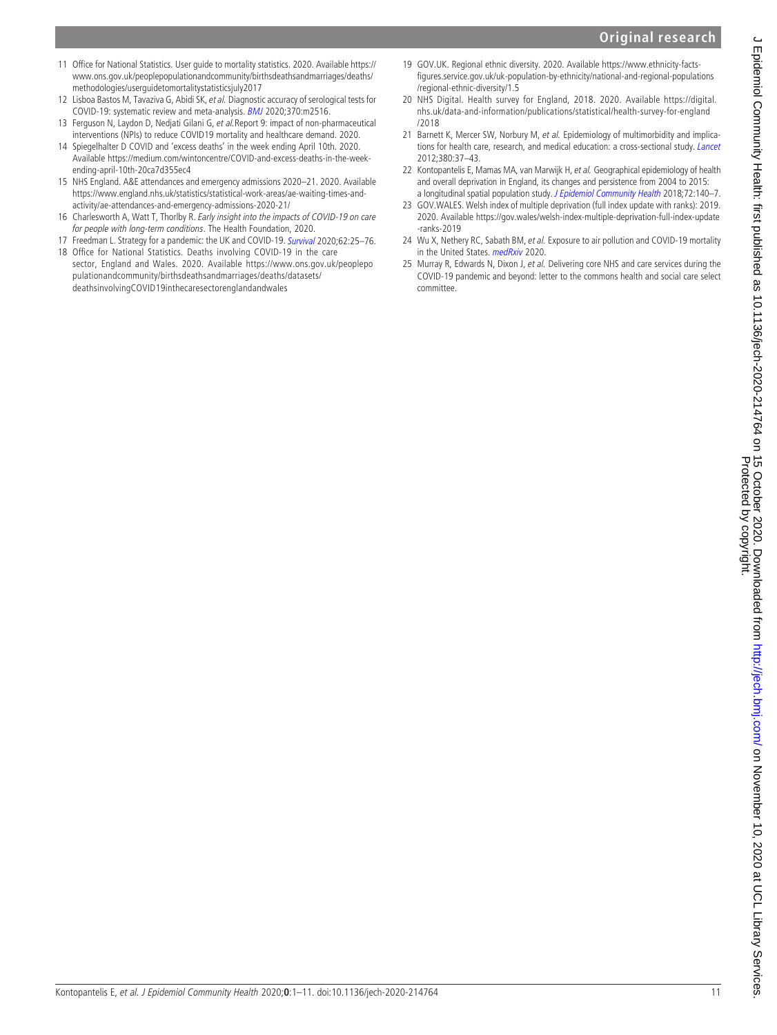11 Office for National Statistics. User guide to mortality statistics. 2020. Available https://www.ons.gov.uk/peoplepopulationandcommunity/birthsdeathsandmarriages/deaths/methodologies/userguidetomortalitystatisticsjuly2017

12 Lisboa Bastos M, Tavaziva G, Abidi SK, *et al*. Diagnostic accuracy of serological tests for COVID-19: systematic review and meta-analysis. *BMJ* 2020;370:m2516.

13 Ferguson N, Laydon D, Nedjati Gilani G, *et al*. Report 9: impact of non-pharmaceutical interventions (NPIs) to reduce COVID19 mortality and healthcare demand. 2020.

14 Spiegelhalter D COVID and 'excess deaths' in the week ending April 10th. 2020. Available https://medium.com/wintoncentre/COVID-and-excess-deaths-in-the-week-ending-april-10th-20ca7d355ec4

15 NHS England. A&E attendances and emergency admissions 2020–21. 2020. Available https://www.england.nhs.uk/statistics/statistical-work-areas/ae-waiting-times-and-activity/ae-attendances-and-emergency-admissions-2020-21/

16 Charlesworth A, Watt T, Thorlby R. *Early insight into the impacts of COVID-19 on care for people with long-term conditions*. The Health Foundation, 2020.

17 Freedman L. Strategy for a pandemic: the UK and COVID-19. *Survival* 2020;62:25–76.

18 Office for National Statistics. Deaths involving COVID-19 in the care sector, England and Wales. 2020. Available https://www.ons.gov.uk/peoplepopulationandcommunity/birthsdeathsandmarriages/deaths/datasets/deathsinvolvingCOVID19inthecaresectorenglandandwales

19 GOV.UK. Regional ethnic diversity. 2020. Available https://www.ethnicity-facts-figures.service.gov.uk/uk-population-by-ethnicity/national-and-regional-populations/regional-ethnic-diversity/1.5

20 NHS Digital. Health survey for England, 2018. 2020. Available https://digital.nhs.uk/data-and-information/publications/statistical/health-survey-for-england/2018

21 Barnett K, Mercer SW, Norbury M, *et al*. Epidemiology of multimorbidity and implications for health care, research, and medical education: a cross-sectional study. *Lancet* 2012;380:37–43.

22 Kontopantelis E, Mamas MA, van Marwijk H, *et al*. Geographical epidemiology of health and overall deprivation in England, its changes and persistence from 2004 to 2015: a longitudinal spatial population study. *J Epidemiol Community Health* 2018;72:140–7.

23 GOV.WALES. Welsh index of multiple deprivation (full index update with ranks): 2019. 2020. Available https://gov.wales/welsh-index-multiple-deprivation-full-index-update-ranks-2019

24 Wu X, Nethery RC, Sabath BM, *et al*. Exposure to air pollution and COVID-19 mortality in the United States. *medRxiv* 2020.

25 Murray R, Edwards N, Dixon J, *et al*. Delivering core NHS and care services during the COVID-19 pandemic and beyond: letter to the commons health and social care select committee.